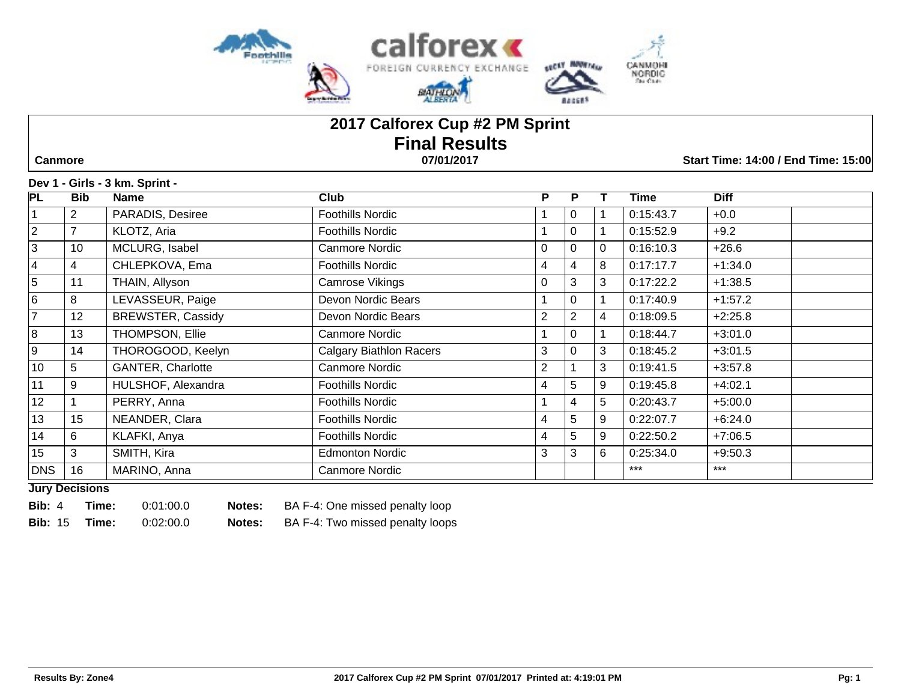# 2017 Calforex Cup #2 PM Sprint

## Final Results

**Canmore** | **07/01/2017** | **Start Time: 14:00 / End Time: 15:00**

### Dev 1 - Girls - 3 km. Sprint -

| PL | Bib | Name | Club | P | P | T | Time | Diff | |
|---|---|---|---|---|---|---|---|---|---|
| 1 | 2 | PARADIS, Desiree | Foothills Nordic | 1 | 0 | 1 | 0:15:43.7 | +0.0 | |
| 2 | 7 | KLOTZ, Aria | Foothills Nordic | 1 | 0 | 1 | 0:15:52.9 | +9.2 | |
| 3 | 10 | MCLURG, Isabel | Canmore Nordic | 0 | 0 | 0 | 0:16:10.3 | +26.6 | |
| 4 | 4 | CHLEPKOVA, Ema | Foothills Nordic | 4 | 4 | 8 | 0:17:17.7 | +1:34.0 | |
| 5 | 11 | THAIN, Allyson | Camrose Vikings | 0 | 3 | 3 | 0:17:22.2 | +1:38.5 | |
| 6 | 8 | LEVASSEUR, Paige | Devon Nordic Bears | 1 | 0 | 1 | 0:17:40.9 | +1:57.2 | |
| 7 | 12 | BREWSTER, Cassidy | Devon Nordic Bears | 2 | 2 | 4 | 0:18:09.5 | +2:25.8 | |
| 8 | 13 | THOMPSON, Ellie | Canmore Nordic | 1 | 0 | 1 | 0:18:44.7 | +3:01.0 | |
| 9 | 14 | THOROGOOD, Keelyn | Calgary Biathlon Racers | 3 | 0 | 3 | 0:18:45.2 | +3:01.5 | |
| 10 | 5 | GANTER, Charlotte | Canmore Nordic | 2 | 1 | 3 | 0:19:41.5 | +3:57.8 | |
| 11 | 9 | HULSHOF, Alexandra | Foothills Nordic | 4 | 5 | 9 | 0:19:45.8 | +4:02.1 | |
| 12 | 1 | PERRY, Anna | Foothills Nordic | 1 | 4 | 5 | 0:20:43.7 | +5:00.0 | |
| 13 | 15 | NEANDER, Clara | Foothills Nordic | 4 | 5 | 9 | 0:22:07.7 | +6:24.0 | |
| 14 | 6 | KLAFKI, Anya | Foothills Nordic | 4 | 5 | 9 | 0:22:50.2 | +7:06.5 | |
| 15 | 3 | SMITH, Kira | Edmonton Nordic | 3 | 3 | 6 | 0:25:34.0 | +9:50.3 | |
| DNS | 16 | MARINO, Anna | Canmore Nordic | | | | *** | *** | |

**Jury Decisions**

**Bib:** 4 **Time:** 0:01:00.0 **Notes:** BA F-4: One missed penalty loop

**Bib:** 15 **Time:** 0:02:00.0 **Notes:** BA F-4: Two missed penalty loops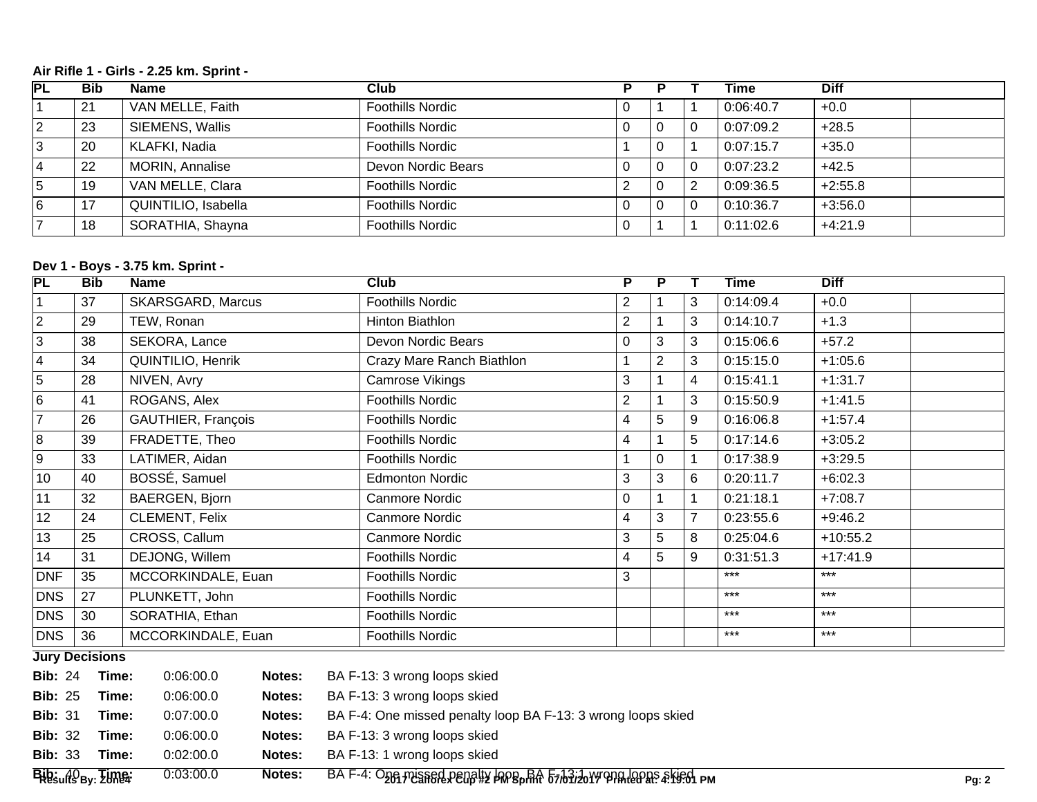**Air Rifle 1 - Girls - 2.25 km. Sprint -**

| PL | Bib | Name | Club | P | P | T | Time | Diff | |
|---|---|---|---|---|---|---|---|---|---|
| 1 | 21 | VAN MELLE, Faith | Foothills Nordic | 0 | 1 | 1 | 0:06:40.7 | +0.0 | |
| 2 | 23 | SIEMENS, Wallis | Foothills Nordic | 0 | 0 | 0 | 0:07:09.2 | +28.5 | |
| 3 | 20 | KLAFKI, Nadia | Foothills Nordic | 1 | 0 | 1 | 0:07:15.7 | +35.0 | |
| 4 | 22 | MORIN, Annalise | Devon Nordic Bears | 0 | 0 | 0 | 0:07:23.2 | +42.5 | |
| 5 | 19 | VAN MELLE, Clara | Foothills Nordic | 2 | 0 | 2 | 0:09:36.5 | +2:55.8 | |
| 6 | 17 | QUINTILIO, Isabella | Foothills Nordic | 0 | 0 | 0 | 0:10:36.7 | +3:56.0 | |
| 7 | 18 | SORATHIA, Shayna | Foothills Nordic | 0 | 1 | 1 | 0:11:02.6 | +4:21.9 | |

**Dev 1 - Boys - 3.75 km. Sprint -**

| PL | Bib | Name | Club | P | P | T | Time | Diff | |
|---|---|---|---|---|---|---|---|---|---|
| 1 | 37 | SKARSGARD, Marcus | Foothills Nordic | 2 | 1 | 3 | 0:14:09.4 | +0.0 | |
| 2 | 29 | TEW, Ronan | Hinton Biathlon | 2 | 1 | 3 | 0:14:10.7 | +1.3 | |
| 3 | 38 | SEKORA, Lance | Devon Nordic Bears | 0 | 3 | 3 | 0:15:06.6 | +57.2 | |
| 4 | 34 | QUINTILIO, Henrik | Crazy Mare Ranch Biathlon | 1 | 2 | 3 | 0:15:15.0 | +1:05.6 | |
| 5 | 28 | NIVEN, Avry | Camrose Vikings | 3 | 1 | 4 | 0:15:41.1 | +1:31.7 | |
| 6 | 41 | ROGANS, Alex | Foothills Nordic | 2 | 1 | 3 | 0:15:50.9 | +1:41.5 | |
| 7 | 26 | GAUTHIER, François | Foothills Nordic | 4 | 5 | 9 | 0:16:06.8 | +1:57.4 | |
| 8 | 39 | FRADETTE, Theo | Foothills Nordic | 4 | 1 | 5 | 0:17:14.6 | +3:05.2 | |
| 9 | 33 | LATIMER, Aidan | Foothills Nordic | 1 | 0 | 1 | 0:17:38.9 | +3:29.5 | |
| 10 | 40 | BOSSÉ, Samuel | Edmonton Nordic | 3 | 3 | 6 | 0:20:11.7 | +6:02.3 | |
| 11 | 32 | BAERGEN, Bjorn | Canmore Nordic | 0 | 1 | 1 | 0:21:18.1 | +7:08.7 | |
| 12 | 24 | CLEMENT, Felix | Canmore Nordic | 4 | 3 | 7 | 0:23:55.6 | +9:46.2 | |
| 13 | 25 | CROSS, Callum | Canmore Nordic | 3 | 5 | 8 | 0:25:04.6 | +10:55.2 | |
| 14 | 31 | DEJONG, Willem | Foothills Nordic | 4 | 5 | 9 | 0:31:51.3 | +17:41.9 | |
| DNF | 35 | MCCORKINDALE, Euan | Foothills Nordic | 3 | | | *** | *** | |
| DNS | 27 | PLUNKETT, John | Foothills Nordic | | | | *** | *** | |
| DNS | 30 | SORATHIA, Ethan | Foothills Nordic | | | | *** | *** | |
| DNS | 36 | MCCORKINDALE, Euan | Foothills Nordic | | | | *** | *** | |

**Jury Decisions**

| Bib | Time | Notes |
|---|---|---|
| 24 | 0:06:00.0 | BA F-13: 3 wrong loops skied |
| 25 | 0:06:00.0 | BA F-13: 3 wrong loops skied |
| 31 | 0:07:00.0 | BA F-4: One missed penalty loop BA F-13: 3 wrong loops skied |
| 32 | 0:06:00.0 | BA F-13: 3 wrong loops skied |
| 33 | 0:02:00.0 | BA F-13: 1 wrong loops skied |
| 40 | 0:03:00.0 | BA F-4: One missed penalty loop. BA F-13:1 wrong loops skied |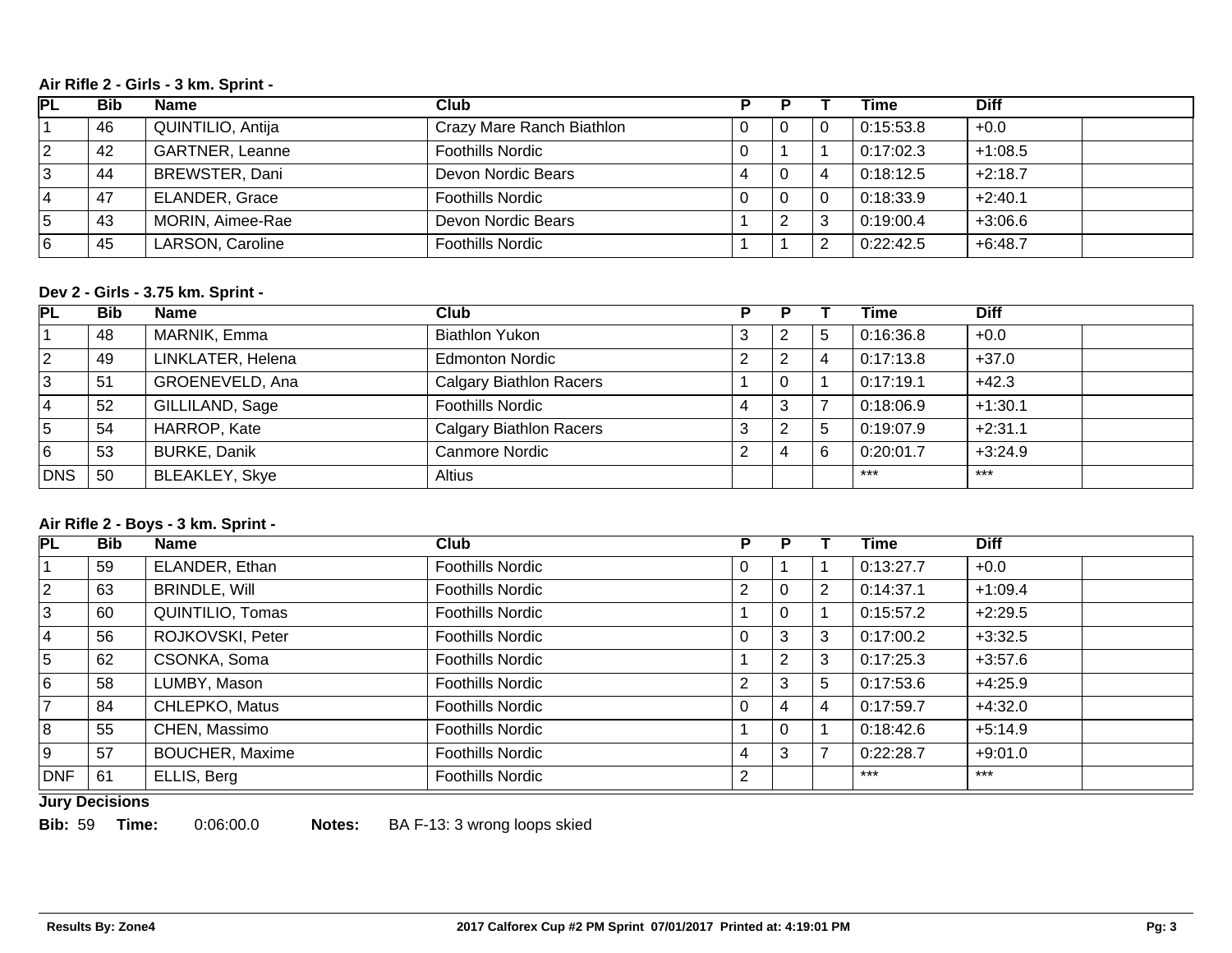### Air Rifle 2 - Girls - 3 km. Sprint -

| PL | Bib | Name | Club | P | P | T | Time | Diff | |
|---|---|---|---|---|---|---|---|---|---|
| 1 | 46 | QUINTILIO, Antija | Crazy Mare Ranch Biathlon | 0 | 0 | 0 | 0:15:53.8 | +0.0 | |
| 2 | 42 | GARTNER, Leanne | Foothills Nordic | 0 | 1 | 1 | 0:17:02.3 | +1:08.5 | |
| 3 | 44 | BREWSTER, Dani | Devon Nordic Bears | 4 | 0 | 4 | 0:18:12.5 | +2:18.7 | |
| 4 | 47 | ELANDER, Grace | Foothills Nordic | 0 | 0 | 0 | 0:18:33.9 | +2:40.1 | |
| 5 | 43 | MORIN, Aimee-Rae | Devon Nordic Bears | 1 | 2 | 3 | 0:19:00.4 | +3:06.6 | |
| 6 | 45 | LARSON, Caroline | Foothills Nordic | 1 | 1 | 2 | 0:22:42.5 | +6:48.7 | |

### Dev 2 - Girls - 3.75 km. Sprint -

| PL | Bib | Name | Club | P | P | T | Time | Diff | |
|---|---|---|---|---|---|---|---|---|---|
| 1 | 48 | MARNIK, Emma | Biathlon Yukon | 3 | 2 | 5 | 0:16:36.8 | +0.0 | |
| 2 | 49 | LINKLATER, Helena | Edmonton Nordic | 2 | 2 | 4 | 0:17:13.8 | +37.0 | |
| 3 | 51 | GROENEVELD, Ana | Calgary Biathlon Racers | 1 | 0 | 1 | 0:17:19.1 | +42.3 | |
| 4 | 52 | GILLILAND, Sage | Foothills Nordic | 4 | 3 | 7 | 0:18:06.9 | +1:30.1 | |
| 5 | 54 | HARROP, Kate | Calgary Biathlon Racers | 3 | 2 | 5 | 0:19:07.9 | +2:31.1 | |
| 6 | 53 | BURKE, Danik | Canmore Nordic | 2 | 4 | 6 | 0:20:01.7 | +3:24.9 | |
| DNS | 50 | BLEAKLEY, Skye | Altius | | | | *** | *** | |

### Air Rifle 2 - Boys - 3 km. Sprint -

| PL | Bib | Name | Club | P | P | T | Time | Diff | |
|---|---|---|---|---|---|---|---|---|---|
| 1 | 59 | ELANDER, Ethan | Foothills Nordic | 0 | 1 | 1 | 0:13:27.7 | +0.0 | |
| 2 | 63 | BRINDLE, Will | Foothills Nordic | 2 | 0 | 2 | 0:14:37.1 | +1:09.4 | |
| 3 | 60 | QUINTILIO, Tomas | Foothills Nordic | 1 | 0 | 1 | 0:15:57.2 | +2:29.5 | |
| 4 | 56 | ROJKOVSKI, Peter | Foothills Nordic | 0 | 3 | 3 | 0:17:00.2 | +3:32.5 | |
| 5 | 62 | CSONKA, Soma | Foothills Nordic | 1 | 2 | 3 | 0:17:25.3 | +3:57.6 | |
| 6 | 58 | LUMBY, Mason | Foothills Nordic | 2 | 3 | 5 | 0:17:53.6 | +4:25.9 | |
| 7 | 84 | CHLEPKO, Matus | Foothills Nordic | 0 | 4 | 4 | 0:17:59.7 | +4:32.0 | |
| 8 | 55 | CHEN, Massimo | Foothills Nordic | 1 | 0 | 1 | 0:18:42.6 | +5:14.9 | |
| 9 | 57 | BOUCHER, Maxime | Foothills Nordic | 4 | 3 | 7 | 0:22:28.7 | +9:01.0 | |
| DNF | 61 | ELLIS, Berg | Foothills Nordic | 2 | | | *** | *** | |

**Jury Decisions**

**Bib:** 59 **Time:** 0:06:00.0 **Notes:** BA F-13: 3 wrong loops skied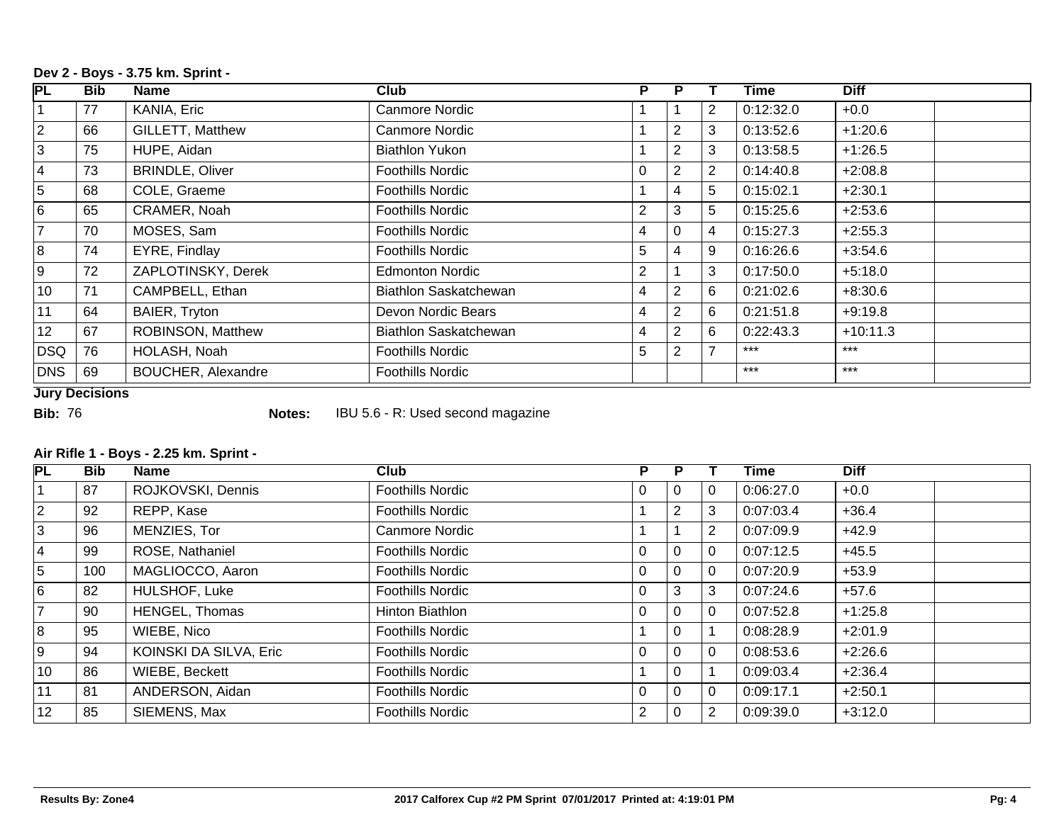**Dev 2 - Boys - 3.75 km. Sprint -**

| PL | Bib | Name | Club | P | P | T | Time | Diff | |
|---|---|---|---|---|---|---|---|---|---|
| 1 | 77 | KANIA, Eric | Canmore Nordic | 1 | 1 | 2 | 0:12:32.0 | +0.0 | |
| 2 | 66 | GILLETT, Matthew | Canmore Nordic | 1 | 2 | 3 | 0:13:52.6 | +1:20.6 | |
| 3 | 75 | HUPE, Aidan | Biathlon Yukon | 1 | 2 | 3 | 0:13:58.5 | +1:26.5 | |
| 4 | 73 | BRINDLE, Oliver | Foothills Nordic | 0 | 2 | 2 | 0:14:40.8 | +2:08.8 | |
| 5 | 68 | COLE, Graeme | Foothills Nordic | 1 | 4 | 5 | 0:15:02.1 | +2:30.1 | |
| 6 | 65 | CRAMER, Noah | Foothills Nordic | 2 | 3 | 5 | 0:15:25.6 | +2:53.6 | |
| 7 | 70 | MOSES, Sam | Foothills Nordic | 4 | 0 | 4 | 0:15:27.3 | +2:55.3 | |
| 8 | 74 | EYRE, Findlay | Foothills Nordic | 5 | 4 | 9 | 0:16:26.6 | +3:54.6 | |
| 9 | 72 | ZAPLOTINSKY, Derek | Edmonton Nordic | 2 | 1 | 3 | 0:17:50.0 | +5:18.0 | |
| 10 | 71 | CAMPBELL, Ethan | Biathlon Saskatchewan | 4 | 2 | 6 | 0:21:02.6 | +8:30.6 | |
| 11 | 64 | BAIER, Tryton | Devon Nordic Bears | 4 | 2 | 6 | 0:21:51.8 | +9:19.8 | |
| 12 | 67 | ROBINSON, Matthew | Biathlon Saskatchewan | 4 | 2 | 6 | 0:22:43.3 | +10:11.3 | |
| DSQ | 76 | HOLASH, Noah | Foothills Nordic | 5 | 2 | 7 | *** | *** | |
| DNS | 69 | BOUCHER, Alexandre | Foothills Nordic | | | | *** | *** | |

**Jury Decisions**

**Bib:** 76 **Notes:** IBU 5.6 - R: Used second magazine

**Air Rifle 1 - Boys - 2.25 km. Sprint -**

| PL | Bib | Name | Club | P | P | T | Time | Diff | |
|---|---|---|---|---|---|---|---|---|---|
| 1 | 87 | ROJKOVSKI, Dennis | Foothills Nordic | 0 | 0 | 0 | 0:06:27.0 | +0.0 | |
| 2 | 92 | REPP, Kase | Foothills Nordic | 1 | 2 | 3 | 0:07:03.4 | +36.4 | |
| 3 | 96 | MENZIES, Tor | Canmore Nordic | 1 | 1 | 2 | 0:07:09.9 | +42.9 | |
| 4 | 99 | ROSE, Nathaniel | Foothills Nordic | 0 | 0 | 0 | 0:07:12.5 | +45.5 | |
| 5 | 100 | MAGLIOCCO, Aaron | Foothills Nordic | 0 | 0 | 0 | 0:07:20.9 | +53.9 | |
| 6 | 82 | HULSHOF, Luke | Foothills Nordic | 0 | 3 | 3 | 0:07:24.6 | +57.6 | |
| 7 | 90 | HENGEL, Thomas | Hinton Biathlon | 0 | 0 | 0 | 0:07:52.8 | +1:25.8 | |
| 8 | 95 | WIEBE, Nico | Foothills Nordic | 1 | 0 | 1 | 0:08:28.9 | +2:01.9 | |
| 9 | 94 | KOINSKI DA SILVA, Eric | Foothills Nordic | 0 | 0 | 0 | 0:08:53.6 | +2:26.6 | |
| 10 | 86 | WIEBE, Beckett | Foothills Nordic | 1 | 0 | 1 | 0:09:03.4 | +2:36.4 | |
| 11 | 81 | ANDERSON, Aidan | Foothills Nordic | 0 | 0 | 0 | 0:09:17.1 | +2:50.1 | |
| 12 | 85 | SIEMENS, Max | Foothills Nordic | 2 | 0 | 2 | 0:09:39.0 | +3:12.0 | |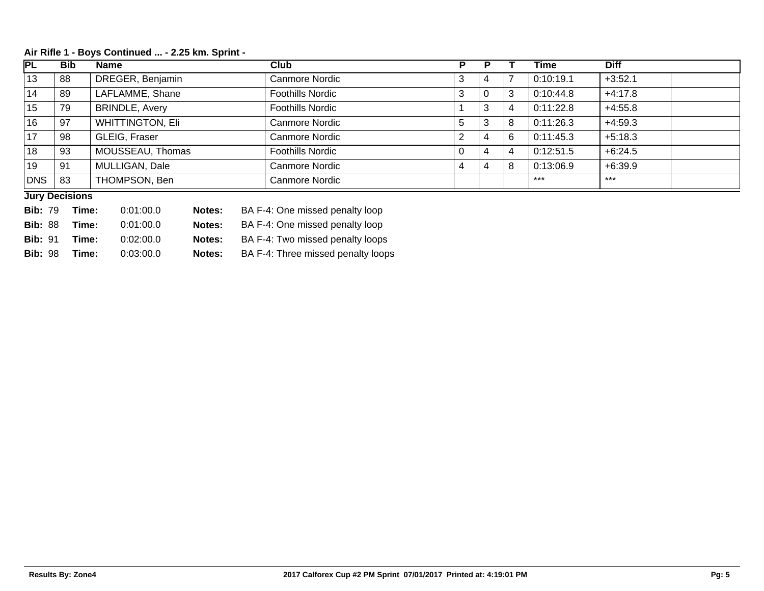**Air Rifle 1 - Boys Continued ... - 2.25 km. Sprint -**

| PL | Bib | Name | Club | P | P | T | Time | Diff | |
|---|---|---|---|---|---|---|---|---|---|
| 13 | 88 | DREGER, Benjamin | Canmore Nordic | 3 | 4 | 7 | 0:10:19.1 | +3:52.1 | |
| 14 | 89 | LAFLAMME, Shane | Foothills Nordic | 3 | 0 | 3 | 0:10:44.8 | +4:17.8 | |
| 15 | 79 | BRINDLE, Avery | Foothills Nordic | 1 | 3 | 4 | 0:11:22.8 | +4:55.8 | |
| 16 | 97 | WHITTINGTON, Eli | Canmore Nordic | 5 | 3 | 8 | 0:11:26.3 | +4:59.3 | |
| 17 | 98 | GLEIG, Fraser | Canmore Nordic | 2 | 4 | 6 | 0:11:45.3 | +5:18.3 | |
| 18 | 93 | MOUSSEAU, Thomas | Foothills Nordic | 0 | 4 | 4 | 0:12:51.5 | +6:24.5 | |
| 19 | 91 | MULLIGAN, Dale | Canmore Nordic | 4 | 4 | 8 | 0:13:06.9 | +6:39.9 | |
| DNS | 83 | THOMPSON, Ben | Canmore Nordic | | | | *** | *** | |

**Jury Decisions**

**Bib:** 79 **Time:** 0:01:00.0 **Notes:** BA F-4: One missed penalty loop

**Bib:** 88 **Time:** 0:01:00.0 **Notes:** BA F-4: One missed penalty loop

**Bib:** 91 **Time:** 0:02:00.0 **Notes:** BA F-4: Two missed penalty loops

**Bib:** 98 **Time:** 0:03:00.0 **Notes:** BA F-4: Three missed penalty loops